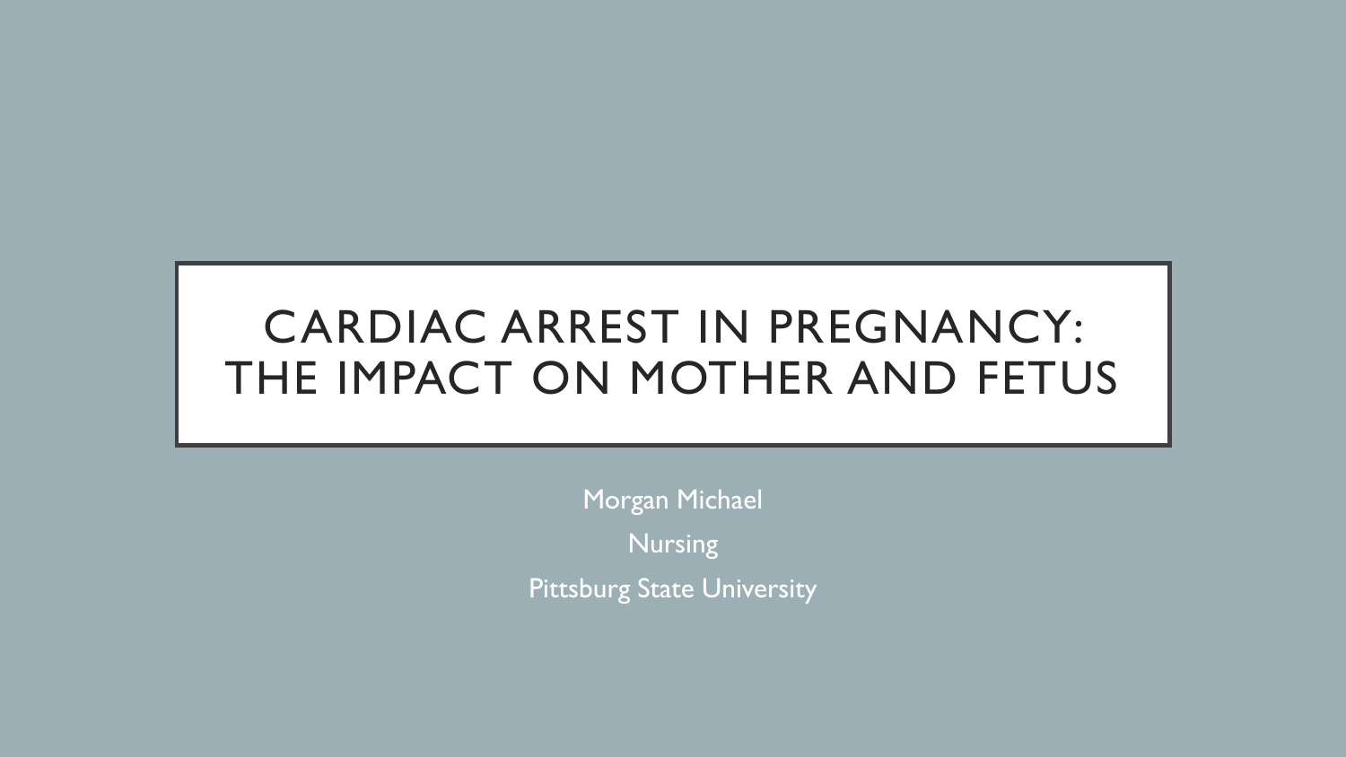# CARDIAC ARREST IN PREGNANCY: THE IMPACT ON MOTHER AND FETUS

Morgan Michael

Nursing

Pittsburg State University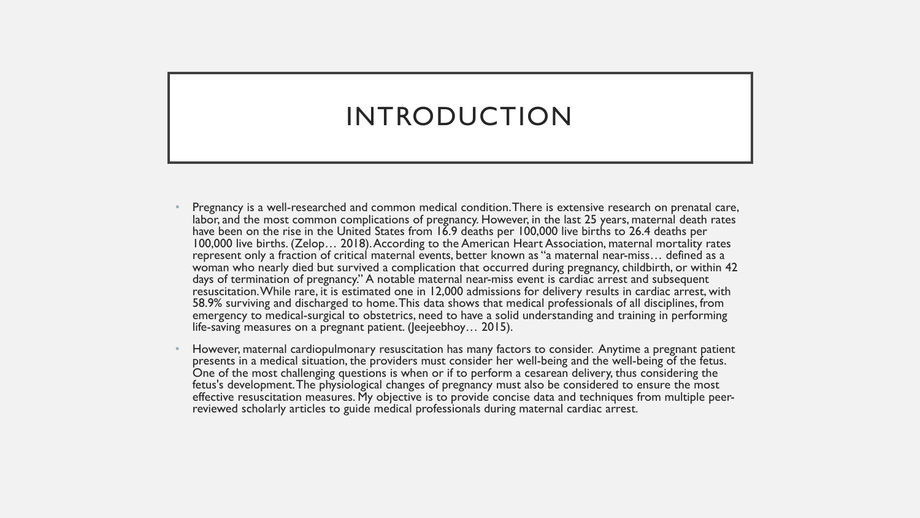# INTRODUCTION

- Pregnancy is a well-researched and common medical condition. There is extensive research on prenatal care, labor, and the most common complications of pregnancy. However, in the last 25 years, maternal death rates have been on the rise in the United States from 16.9 deaths per 100,000 live births to 26.4 deaths per 100,000 live births. (Zelop… 2018). According to the American Heart Association, maternal mortality rates represent only a fraction of critical maternal events, better known as "a maternal near-miss… defined as a woman who nearly died but survived a complication that occurred during pregnancy, childbirth, or within 42 days of termination of pregnancy." A notable maternal near-miss event is cardiac arrest and subsequent resuscitation. While rare, it is estimated one in 12,000 admissions for delivery results in cardiac arrest, with 58.9% surviving and discharged to home. This data shows that medical professionals of all disciplines, from emergency to medical-surgical to obstetrics, need to have a solid understanding and training in performing life-saving measures on a pregnant patient. (Jeejeebhoy… 2015).
- However, maternal cardiopulmonary resuscitation has many factors to consider. Anytime a pregnant patient presents in a medical situation, the providers must consider her well-being and the well-being of the fetus. One of the most challenging questions is when or if to perform a cesarean delivery, thus considering the fetus's development. The physiological changes of pregnancy must also be considered to ensure the most effective resuscitation measures. My objective is to provide concise data and techniques from multiple peer-reviewed scholarly articles to guide medical professionals during maternal cardiac arrest.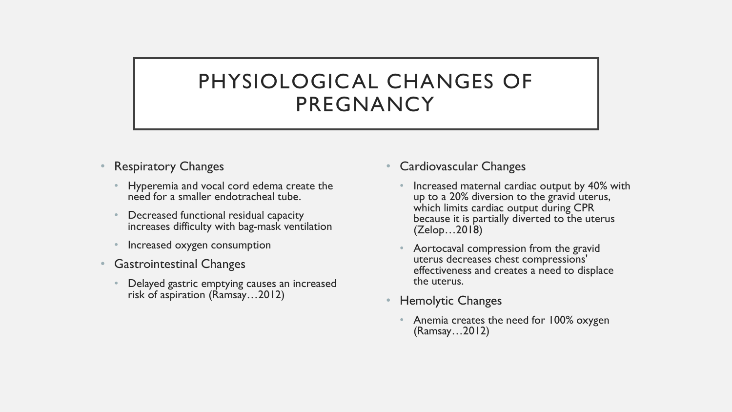# PHYSIOLOGICAL CHANGES OF PREGNANCY

- Respiratory Changes
  - Hyperemia and vocal cord edema create the need for a smaller endotracheal tube.
  - Decreased functional residual capacity increases difficulty with bag-mask ventilation
  - Increased oxygen consumption
- Gastrointestinal Changes
  - Delayed gastric emptying causes an increased risk of aspiration (Ramsay…2012)
- Cardiovascular Changes
  - Increased maternal cardiac output by 40% with up to a 20% diversion to the gravid uterus, which limits cardiac output during CPR because it is partially diverted to the uterus (Zelop…2018)
  - Aortocaval compression from the gravid uterus decreases chest compressions' effectiveness and creates a need to displace the uterus.
- Hemolytic Changes
  - Anemia creates the need for 100% oxygen (Ramsay…2012)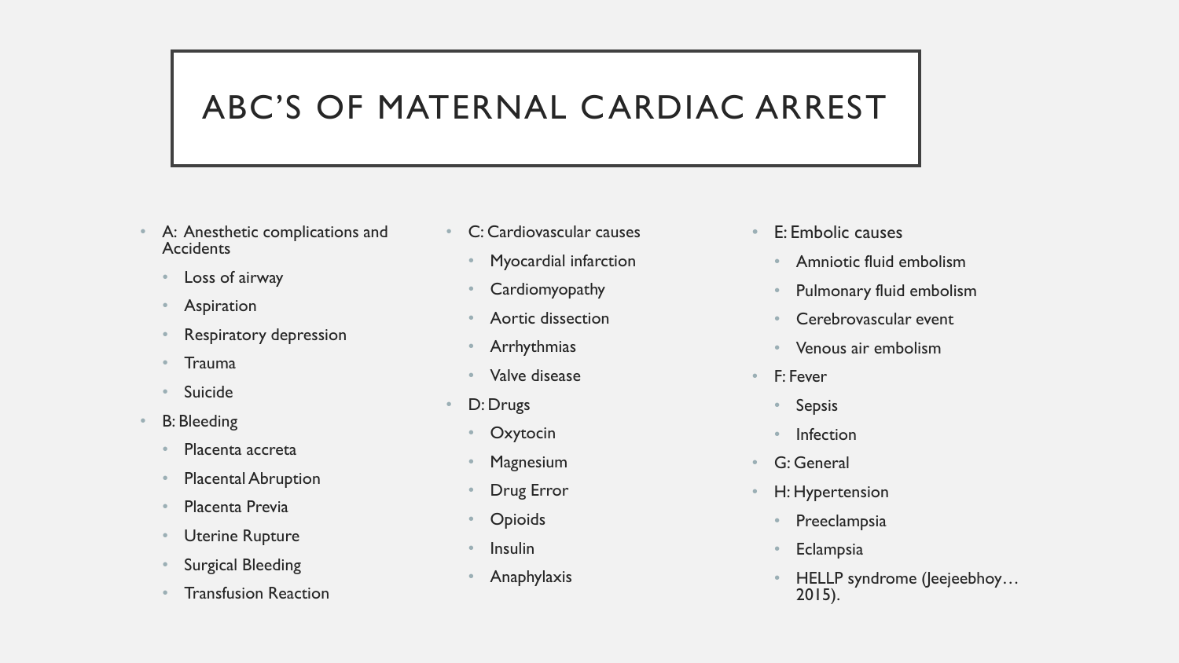# ABC'S OF MATERNAL CARDIAC ARREST

- A: Anesthetic complications and Accidents
  - Loss of airway
  - Aspiration
  - Respiratory depression
  - Trauma
  - Suicide
- B: Bleeding
  - Placenta accreta
  - Placental Abruption
  - Placenta Previa
  - Uterine Rupture
  - Surgical Bleeding
  - Transfusion Reaction
- C: Cardiovascular causes
  - Myocardial infarction
  - Cardiomyopathy
  - Aortic dissection
  - Arrhythmias
  - Valve disease
- D: Drugs
  - Oxytocin
  - Magnesium
  - Drug Error
  - Opioids
  - Insulin
  - Anaphylaxis
- E: Embolic causes
  - Amniotic fluid embolism
  - Pulmonary fluid embolism
  - Cerebrovascular event
  - Venous air embolism
- F: Fever
  - Sepsis
  - Infection
- G: General
- H: Hypertension
  - Preeclampsia
  - Eclampsia
  - HELLP syndrome (Jeejeebhoy… 2015).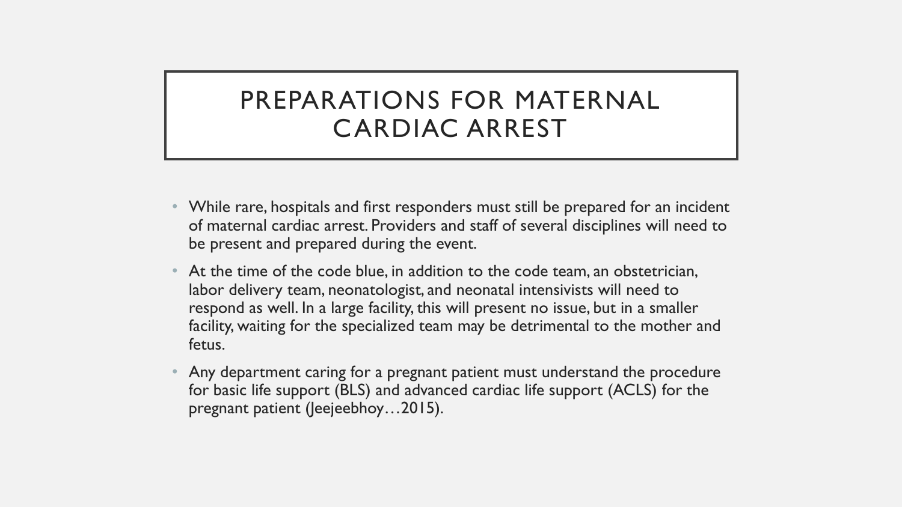# PREPARATIONS FOR MATERNAL CARDIAC ARREST

- While rare, hospitals and first responders must still be prepared for an incident of maternal cardiac arrest. Providers and staff of several disciplines will need to be present and prepared during the event.
- At the time of the code blue, in addition to the code team, an obstetrician, labor delivery team, neonatologist, and neonatal intensivists will need to respond as well. In a large facility, this will present no issue, but in a smaller facility, waiting for the specialized team may be detrimental to the mother and fetus.
- Any department caring for a pregnant patient must understand the procedure for basic life support (BLS) and advanced cardiac life support (ACLS) for the pregnant patient (Jeejeebhoy…2015).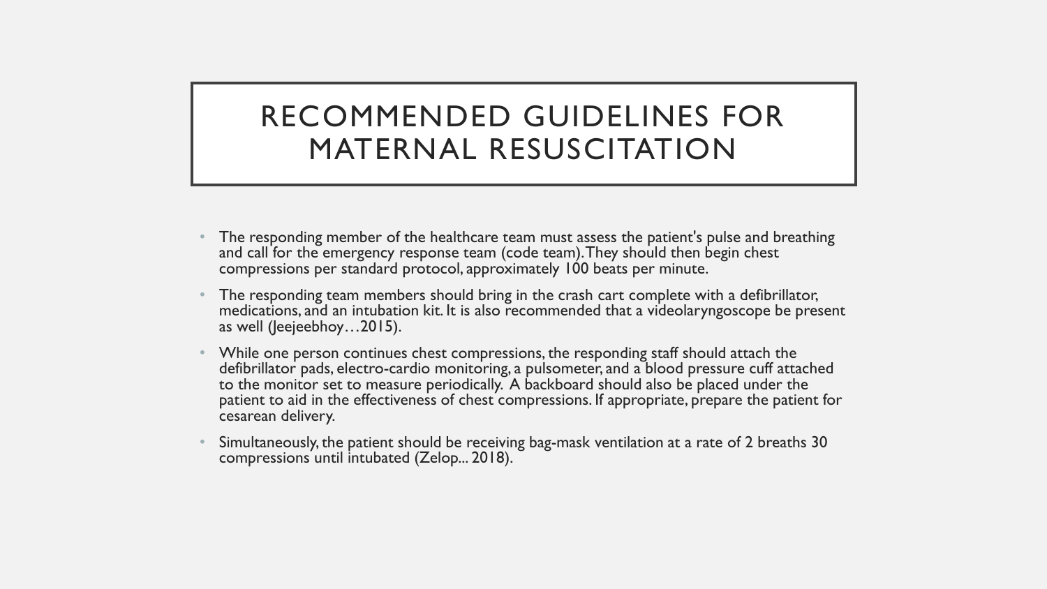# RECOMMENDED GUIDELINES FOR MATERNAL RESUSCITATION

- The responding member of the healthcare team must assess the patient's pulse and breathing and call for the emergency response team (code team). They should then begin chest compressions per standard protocol, approximately 100 beats per minute.
- The responding team members should bring in the crash cart complete with a defibrillator, medications, and an intubation kit. It is also recommended that a videolaryngoscope be present as well (Jeejeebhoy…2015).
- While one person continues chest compressions, the responding staff should attach the defibrillator pads, electro-cardio monitoring, a pulsometer, and a blood pressure cuff attached to the monitor set to measure periodically. A backboard should also be placed under the patient to aid in the effectiveness of chest compressions. If appropriate, prepare the patient for cesarean delivery.
- Simultaneously, the patient should be receiving bag-mask ventilation at a rate of 2 breaths 30 compressions until intubated (Zelop... 2018).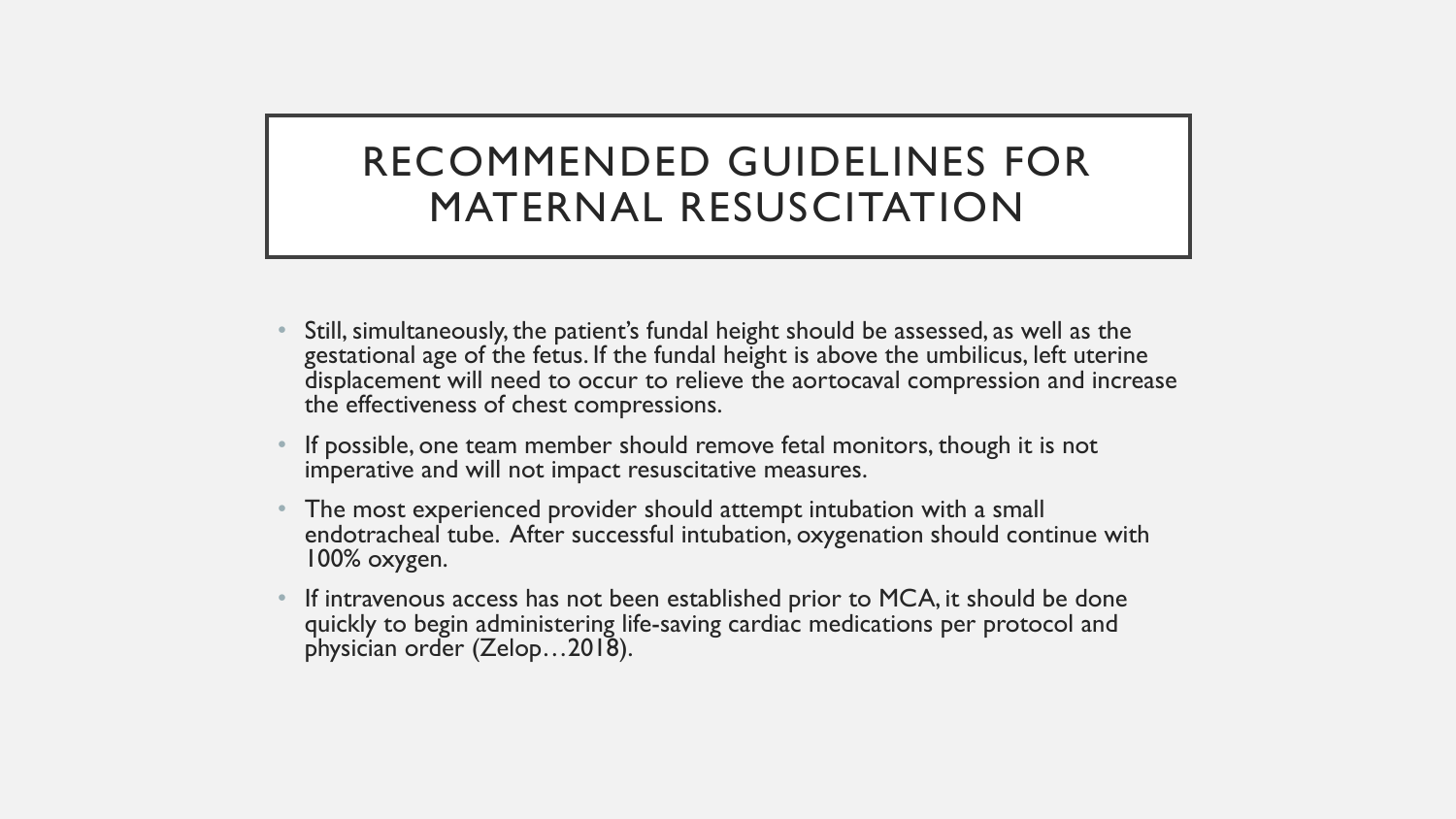# RECOMMENDED GUIDELINES FOR MATERNAL RESUSCITATION

- Still, simultaneously, the patient's fundal height should be assessed, as well as the gestational age of the fetus. If the fundal height is above the umbilicus, left uterine displacement will need to occur to relieve the aortocaval compression and increase the effectiveness of chest compressions.
- If possible, one team member should remove fetal monitors, though it is not imperative and will not impact resuscitative measures.
- The most experienced provider should attempt intubation with a small endotracheal tube. After successful intubation, oxygenation should continue with 100% oxygen.
- If intravenous access has not been established prior to MCA, it should be done quickly to begin administering life-saving cardiac medications per protocol and physician order (Zelop…2018).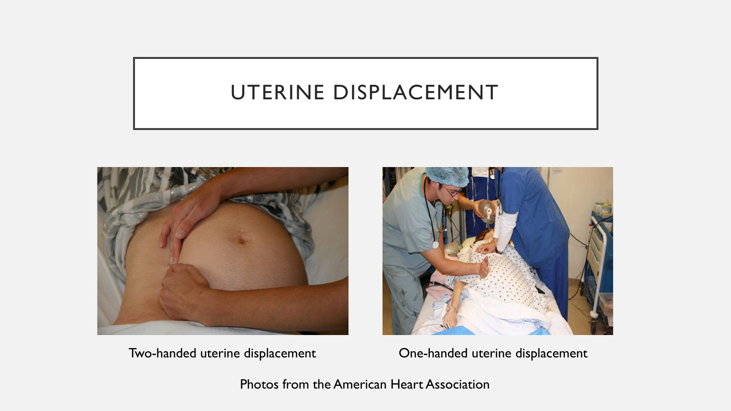# UTERINE DISPLACEMENT

Two-handed uterine displacement

One-handed uterine displacement

Photos from the American Heart Association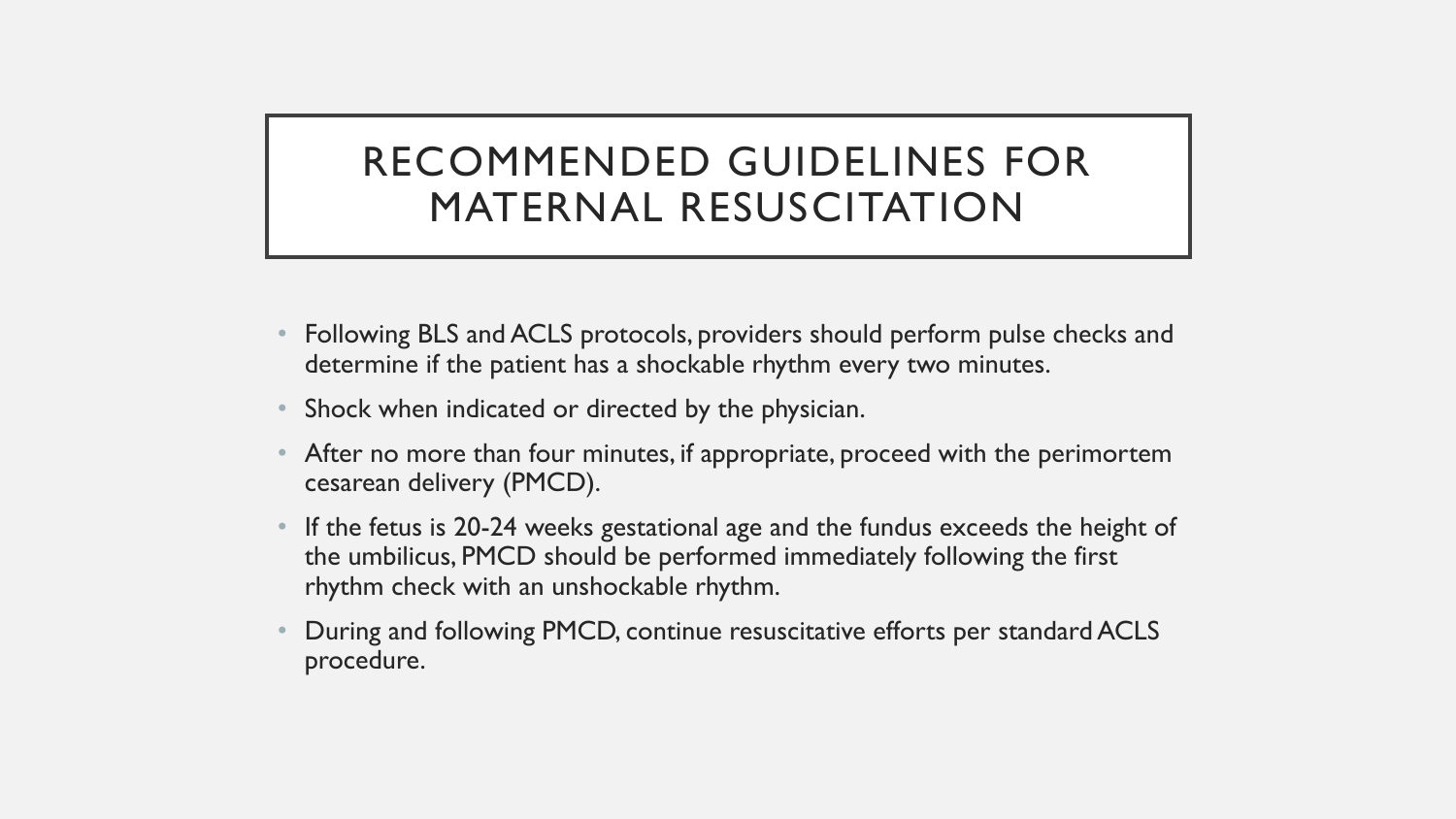# RECOMMENDED GUIDELINES FOR MATERNAL RESUSCITATION

- Following BLS and ACLS protocols, providers should perform pulse checks and determine if the patient has a shockable rhythm every two minutes.
- Shock when indicated or directed by the physician.
- After no more than four minutes, if appropriate, proceed with the perimortem cesarean delivery (PMCD).
- If the fetus is 20-24 weeks gestational age and the fundus exceeds the height of the umbilicus, PMCD should be performed immediately following the first rhythm check with an unshockable rhythm.
- During and following PMCD, continue resuscitative efforts per standard ACLS procedure.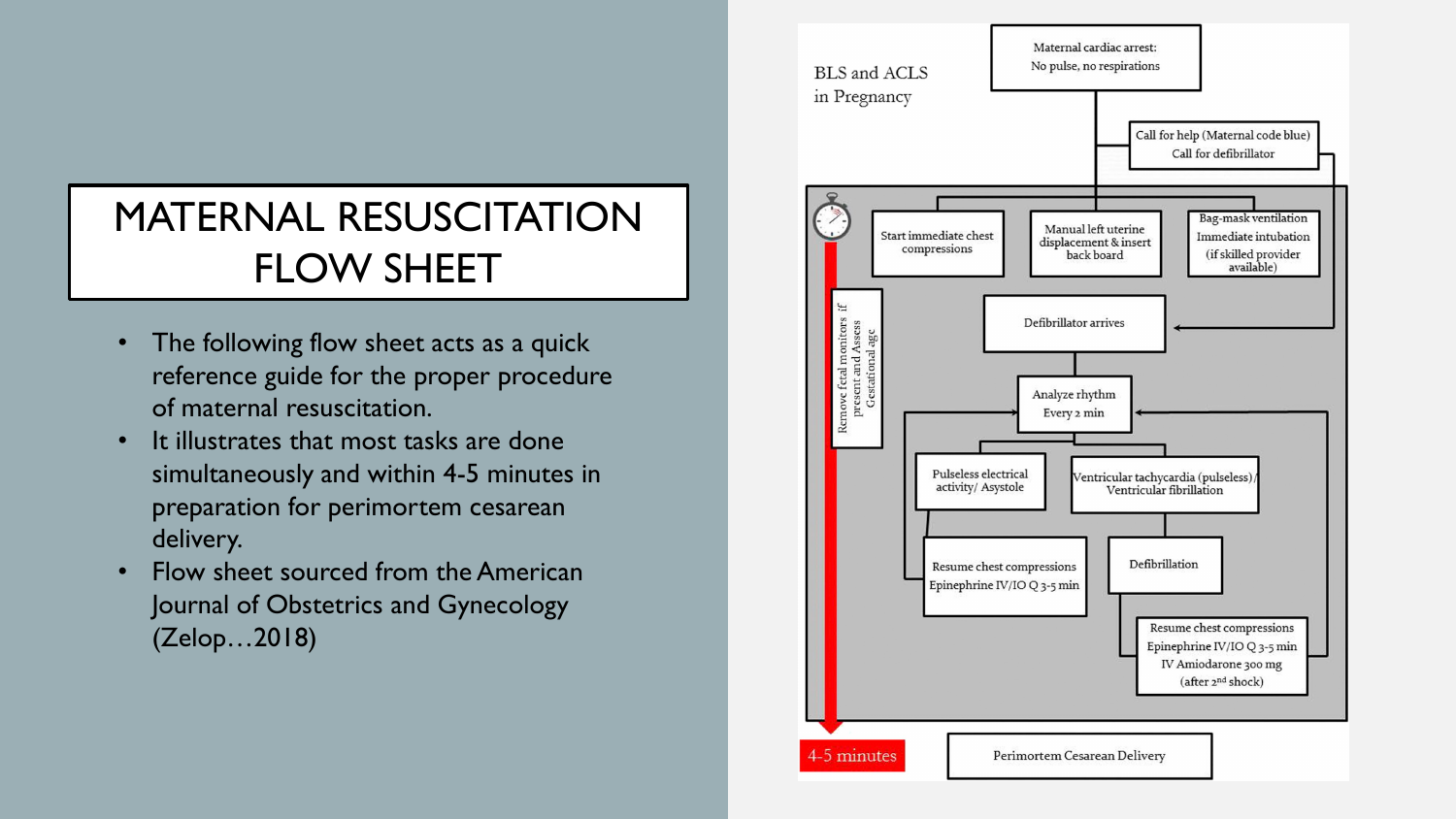# MATERNAL RESUSCITATION FLOW SHEET

- The following flow sheet acts as a quick reference guide for the proper procedure of maternal resuscitation.
- It illustrates that most tasks are done simultaneously and within 4-5 minutes in preparation for perimortem cesarean delivery.
- Flow sheet sourced from the American Journal of Obstetrics and Gynecology (Zelop…2018)

BLS and ACLS in Pregnancy

Maternal cardiac arrest: No pulse, no respirations

Call for help (Maternal code blue)
Call for defibrillator

Start immediate chest compressions

Manual left uterine displacement & insert back board

Bag-mask ventilation
Immediate intubation (if skilled provider available)

Remove fetal monitors if present and Assess Gestational age

Defibrillator arrives

Analyze rhythm
Every 2 min

Pulseless electrical activity/ Asystole

Ventricular tachycardia (pulseless)/ Ventricular fibrillation

Resume chest compressions
Epinephrine IV/IO Q 3-5 min

Defibrillation

Resume chest compressions
Epinephrine IV/IO Q 3-5 min
IV Amiodarone 300 mg (after 2nd shock)

4-5 minutes

Perimortem Cesarean Delivery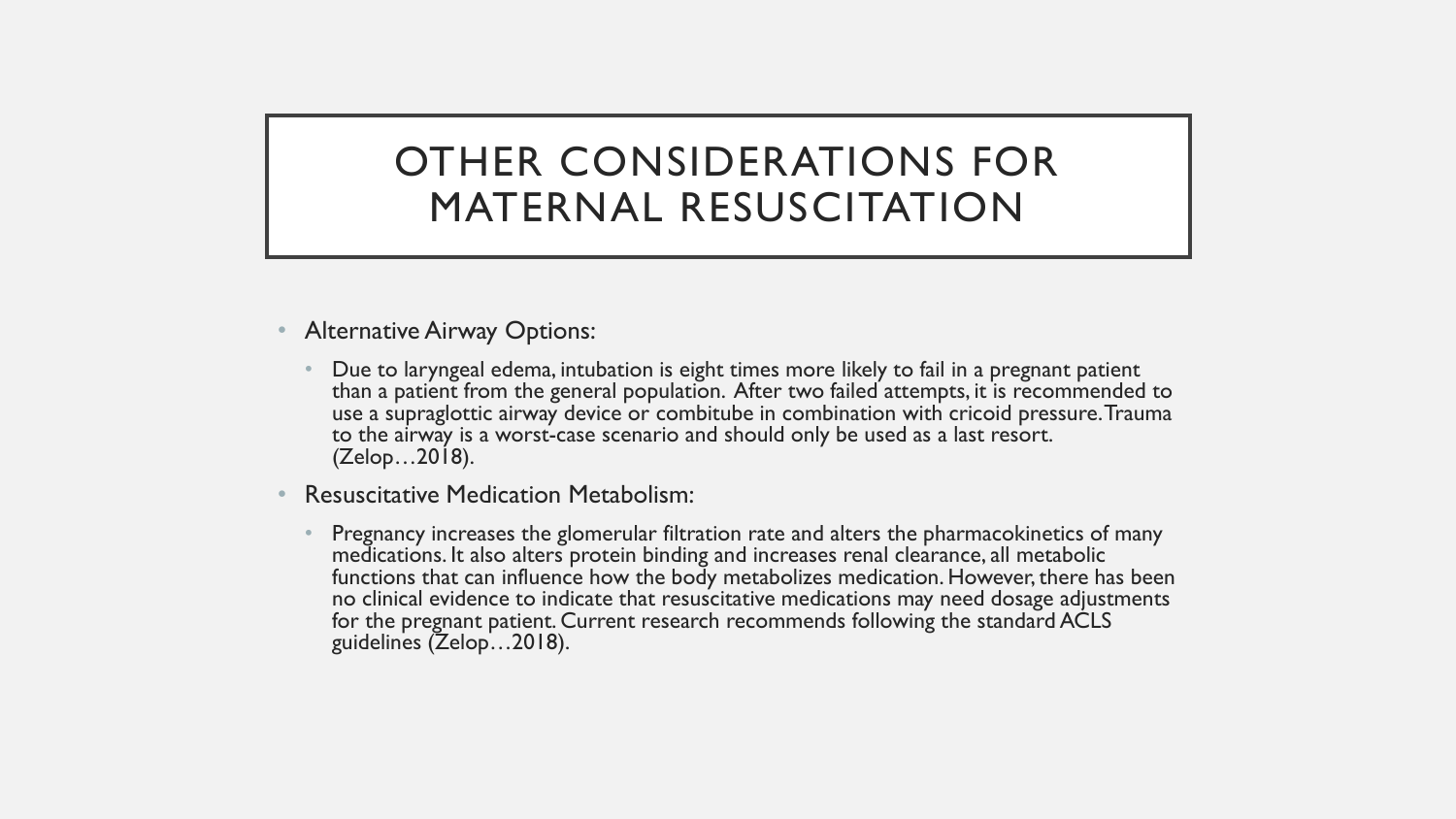# OTHER CONSIDERATIONS FOR MATERNAL RESUSCITATION

- Alternative Airway Options:
  - Due to laryngeal edema, intubation is eight times more likely to fail in a pregnant patient than a patient from the general population. After two failed attempts, it is recommended to use a supraglottic airway device or combitube in combination with cricoid pressure. Trauma to the airway is a worst-case scenario and should only be used as a last resort. (Zelop…2018).
- Resuscitative Medication Metabolism:
  - Pregnancy increases the glomerular filtration rate and alters the pharmacokinetics of many medications. It also alters protein binding and increases renal clearance, all metabolic functions that can influence how the body metabolizes medication. However, there has been no clinical evidence to indicate that resuscitative medications may need dosage adjustments for the pregnant patient. Current research recommends following the standard ACLS guidelines (Zelop…2018).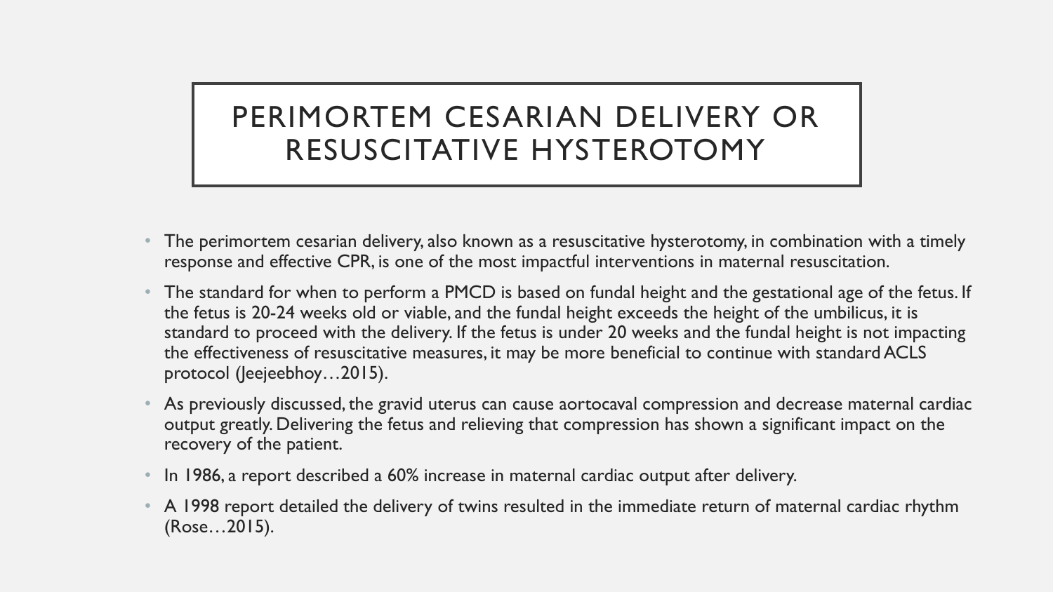# PERIMORTEM CESARIAN DELIVERY OR RESUSCITATIVE HYSTEROTOMY

- The perimortem cesarian delivery, also known as a resuscitative hysterotomy, in combination with a timely response and effective CPR, is one of the most impactful interventions in maternal resuscitation.
- The standard for when to perform a PMCD is based on fundal height and the gestational age of the fetus. If the fetus is 20-24 weeks old or viable, and the fundal height exceeds the height of the umbilicus, it is standard to proceed with the delivery. If the fetus is under 20 weeks and the fundal height is not impacting the effectiveness of resuscitative measures, it may be more beneficial to continue with standard ACLS protocol (Jeejeebhoy…2015).
- As previously discussed, the gravid uterus can cause aortocaval compression and decrease maternal cardiac output greatly. Delivering the fetus and relieving that compression has shown a significant impact on the recovery of the patient.
- In 1986, a report described a 60% increase in maternal cardiac output after delivery.
- A 1998 report detailed the delivery of twins resulted in the immediate return of maternal cardiac rhythm (Rose…2015).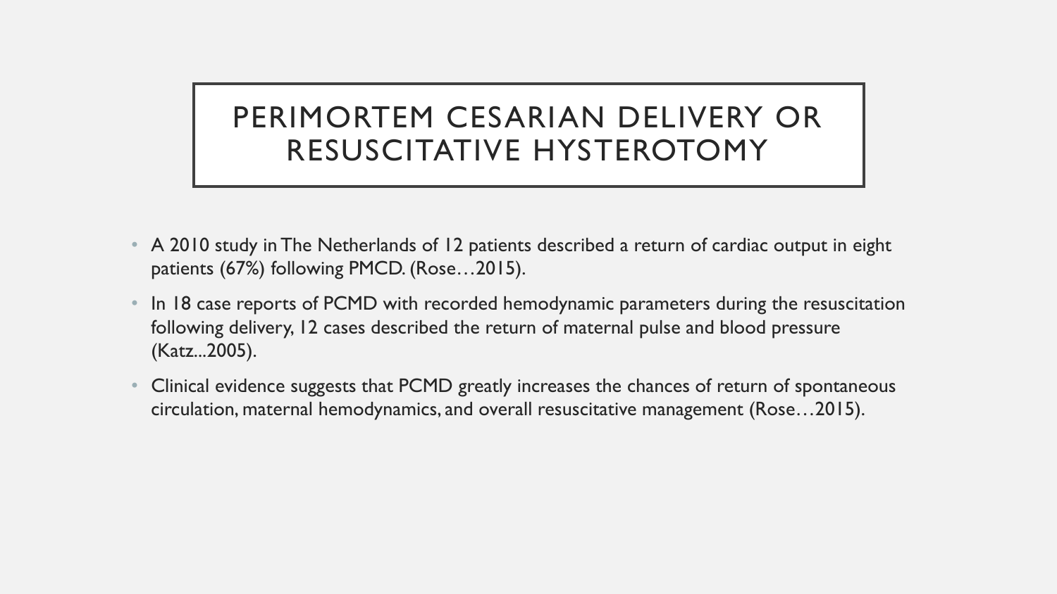# PERIMORTEM CESARIAN DELIVERY OR RESUSCITATIVE HYSTEROTOMY

- A 2010 study in The Netherlands of 12 patients described a return of cardiac output in eight patients (67%) following PMCD. (Rose…2015).
- In 18 case reports of PCMD with recorded hemodynamic parameters during the resuscitation following delivery, 12 cases described the return of maternal pulse and blood pressure (Katz...2005).
- Clinical evidence suggests that PCMD greatly increases the chances of return of spontaneous circulation, maternal hemodynamics, and overall resuscitative management (Rose…2015).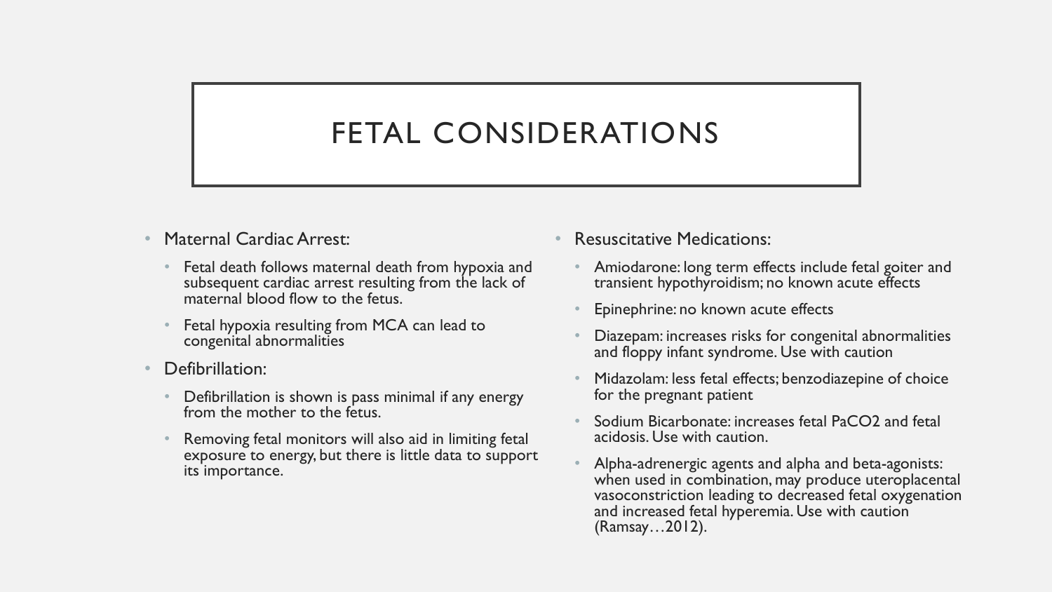# FETAL CONSIDERATIONS

- Maternal Cardiac Arrest:
  - Fetal death follows maternal death from hypoxia and subsequent cardiac arrest resulting from the lack of maternal blood flow to the fetus.
  - Fetal hypoxia resulting from MCA can lead to congenital abnormalities
- Defibrillation:
  - Defibrillation is shown is pass minimal if any energy from the mother to the fetus.
  - Removing fetal monitors will also aid in limiting fetal exposure to energy, but there is little data to support its importance.
- Resuscitative Medications:
  - Amiodarone: long term effects include fetal goiter and transient hypothyroidism; no known acute effects
  - Epinephrine: no known acute effects
  - Diazepam: increases risks for congenital abnormalities and floppy infant syndrome. Use with caution
  - Midazolam: less fetal effects; benzodiazepine of choice for the pregnant patient
  - Sodium Bicarbonate: increases fetal $PaCO_2$ and fetal acidosis. Use with caution.
  - Alpha-adrenergic agents and alpha and beta-agonists: when used in combination, may produce uteroplacental vasoconstriction leading to decreased fetal oxygenation and increased fetal hyperemia. Use with caution (Ramsay…2012).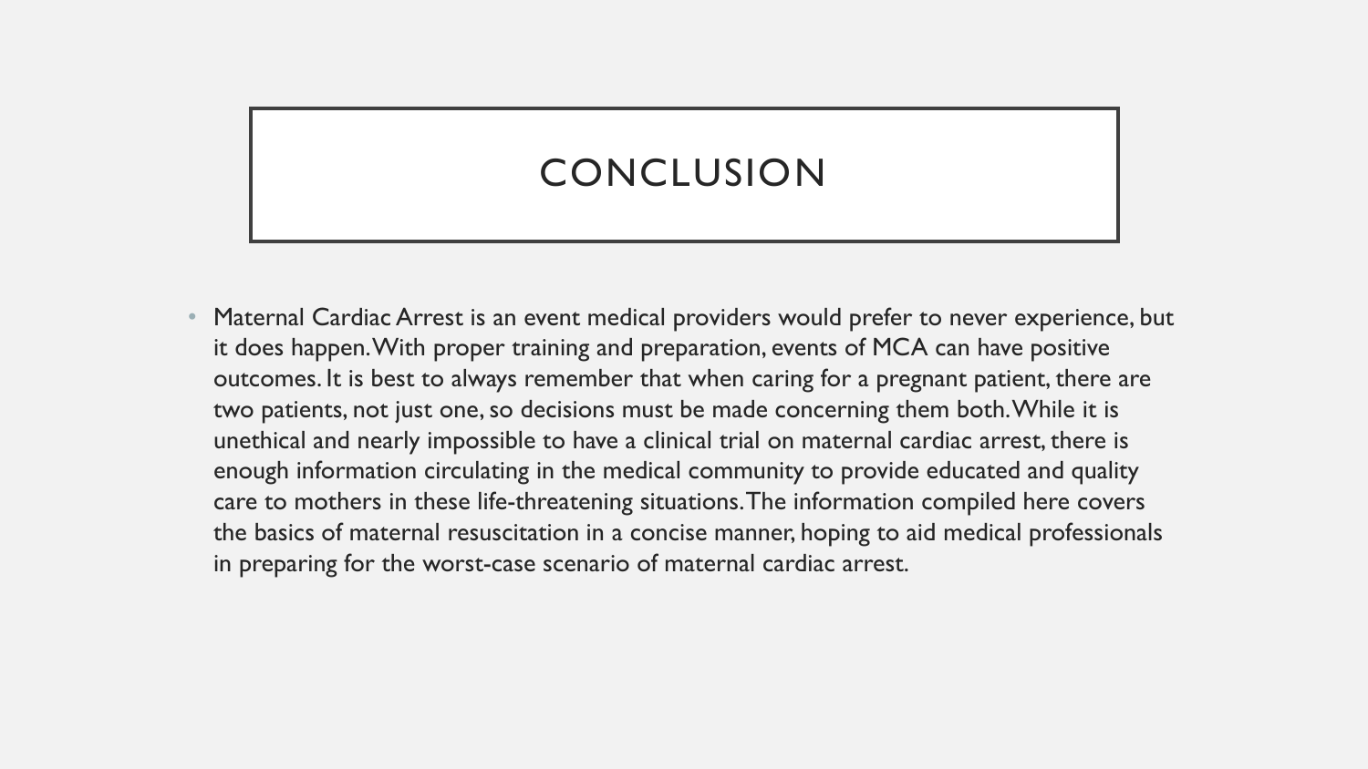# CONCLUSION

- Maternal Cardiac Arrest is an event medical providers would prefer to never experience, but it does happen. With proper training and preparation, events of MCA can have positive outcomes. It is best to always remember that when caring for a pregnant patient, there are two patients, not just one, so decisions must be made concerning them both. While it is unethical and nearly impossible to have a clinical trial on maternal cardiac arrest, there is enough information circulating in the medical community to provide educated and quality care to mothers in these life-threatening situations. The information compiled here covers the basics of maternal resuscitation in a concise manner, hoping to aid medical professionals in preparing for the worst-case scenario of maternal cardiac arrest.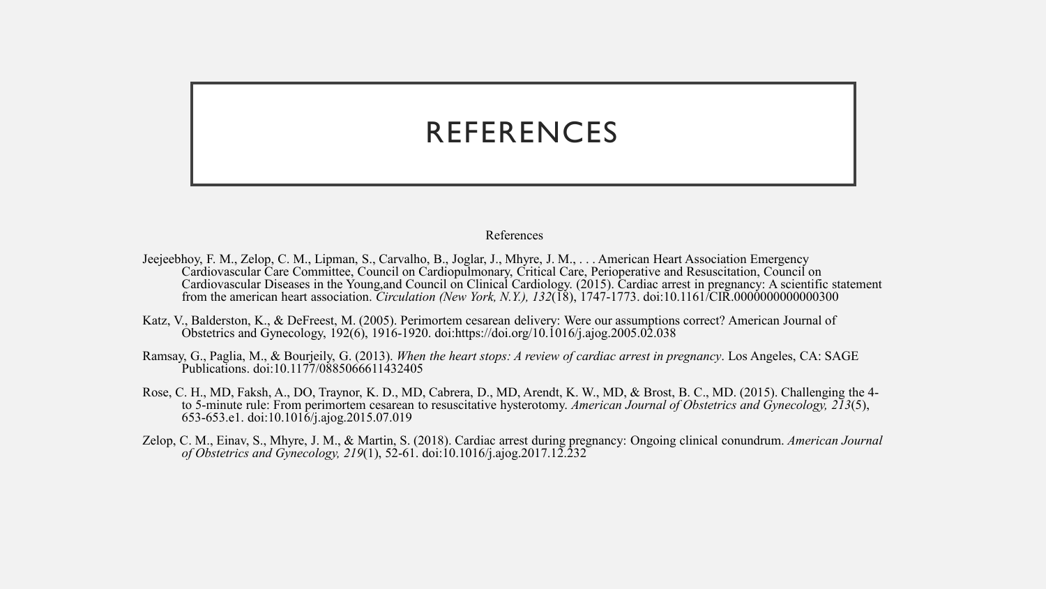# REFERENCES

References

Jeejeebhoy, F. M., Zelop, C. M., Lipman, S., Carvalho, B., Joglar, J., Mhyre, J. M., . . . American Heart Association Emergency Cardiovascular Care Committee, Council on Cardiopulmonary, Critical Care, Perioperative and Resuscitation, Council on Cardiovascular Diseases in the Young,and Council on Clinical Cardiology. (2015). Cardiac arrest in pregnancy: A scientific statement from the american heart association. *Circulation (New York, N.Y.), 132*(18), 1747-1773. doi:10.1161/CIR.0000000000000300

Katz, V., Balderston, K., & DeFreest, M. (2005). Perimortem cesarean delivery: Were our assumptions correct? American Journal of Obstetrics and Gynecology, 192(6), 1916-1920. doi:https://doi.org/10.1016/j.ajog.2005.02.038

Ramsay, G., Paglia, M., & Bourjeily, G. (2013). *When the heart stops: A review of cardiac arrest in pregnancy*. Los Angeles, CA: SAGE Publications. doi:10.1177/0885066611432405

Rose, C. H., MD, Faksh, A., DO, Traynor, K. D., MD, Cabrera, D., MD, Arendt, K. W., MD, & Brost, B. C., MD. (2015). Challenging the 4- to 5-minute rule: From perimortem cesarean to resuscitative hysterotomy. *American Journal of Obstetrics and Gynecology, 213*(5), 653-653.e1. doi:10.1016/j.ajog.2015.07.019

Zelop, C. M., Einav, S., Mhyre, J. M., & Martin, S. (2018). Cardiac arrest during pregnancy: Ongoing clinical conundrum. *American Journal of Obstetrics and Gynecology, 219*(1), 52-61. doi:10.1016/j.ajog.2017.12.232